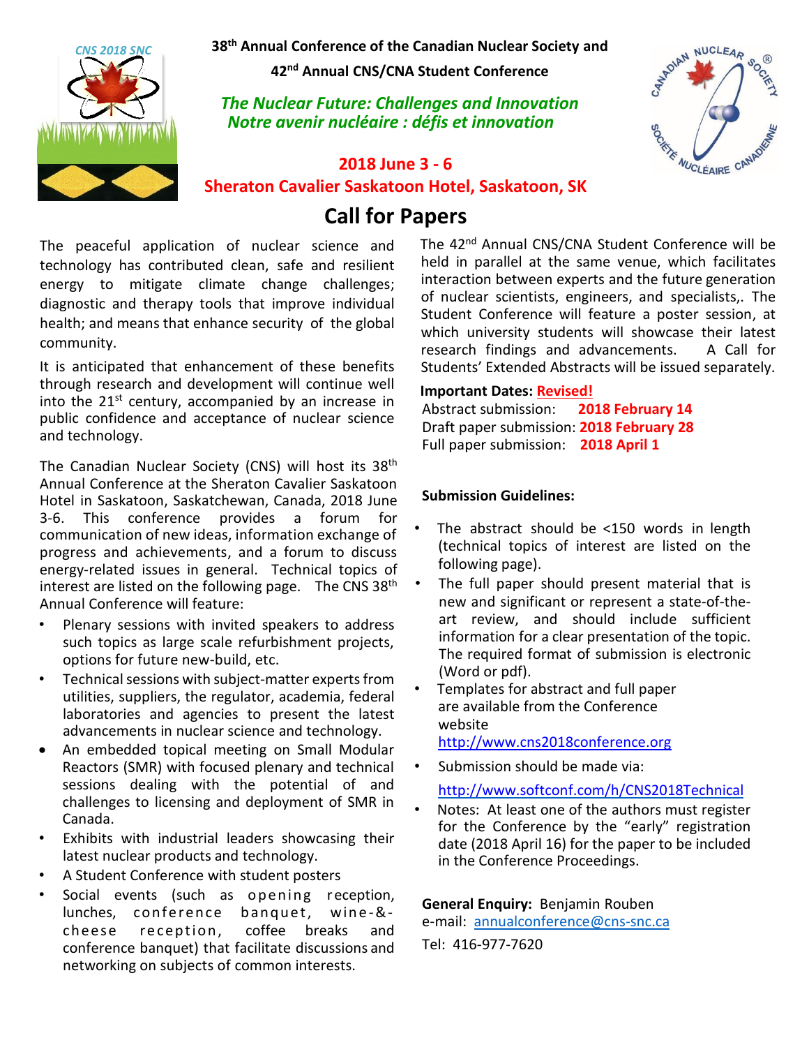CNS 2018 SNC

**38th Annual Conference of the Canadian Nuclear Society and**

**42nd Annual CNS/CNA Student Conference**

***The Nuclear Future: Challenges and Innovation***
***Notre avenir nucléaire : défis et innovation***

**2018 June 3 - 6**
**Sheraton Cavalier Saskatoon Hotel, Saskatoon, SK**

CANADIAN NUCLEAR SOCIETY ® SOCIÉTÉ NUCLÉAIRE CANADIENNE

# Call for Papers

The peaceful application of nuclear science and technology has contributed clean, safe and resilient energy to mitigate climate change challenges; diagnostic and therapy tools that improve individual health; and means that enhance security of the global community.

It is anticipated that enhancement of these benefits through research and development will continue well into the 21st century, accompanied by an increase in public confidence and acceptance of nuclear science and technology.

The Canadian Nuclear Society (CNS) will host its 38th Annual Conference at the Sheraton Cavalier Saskatoon Hotel in Saskatoon, Saskatchewan, Canada, 2018 June 3-6. This conference provides a forum for communication of new ideas, information exchange of progress and achievements, and a forum to discuss energy-related issues in general. Technical topics of interest are listed on the following page. The CNS 38th Annual Conference will feature:

- Plenary sessions with invited speakers to address such topics as large scale refurbishment projects, options for future new-build, etc.
- Technical sessions with subject-matter experts from utilities, suppliers, the regulator, academia, federal laboratories and agencies to present the latest advancements in nuclear science and technology.
- An embedded topical meeting on Small Modular Reactors (SMR) with focused plenary and technical sessions dealing with the potential of and challenges to licensing and deployment of SMR in Canada.
- Exhibits with industrial leaders showcasing their latest nuclear products and technology.
- A Student Conference with student posters
- Social events (such as opening reception, lunches, conference banquet, wine-&-cheese reception, coffee breaks and conference banquet) that facilitate discussions and networking on subjects of common interests.

The 42nd Annual CNS/CNA Student Conference will be held in parallel at the same venue, which facilitates interaction between experts and the future generation of nuclear scientists, engineers, and specialists,. The Student Conference will feature a poster session, at which university students will showcase their latest research findings and advancements. A Call for Students' Extended Abstracts will be issued separately.

**Important Dates: Revised!**

Abstract submission: **2018 February 14**
Draft paper submission: **2018 February 28**
Full paper submission: **2018 April 1**

**Submission Guidelines:**

- The abstract should be <150 words in length (technical topics of interest are listed on the following page).
- The full paper should present material that is new and significant or represent a state-of-the-art review, and should include sufficient information for a clear presentation of the topic. The required format of submission is electronic (Word or pdf).
- Templates for abstract and full paper are available from the Conference website http://www.cns2018conference.org
- Submission should be made via: http://www.softconf.com/h/CNS2018Technical
- Notes: At least one of the authors must register for the Conference by the "early" registration date (2018 April 16) for the paper to be included in the Conference Proceedings.

**General Enquiry:** Benjamin Rouben
e-mail: annualconference@cns-snc.ca
Tel: 416-977-7620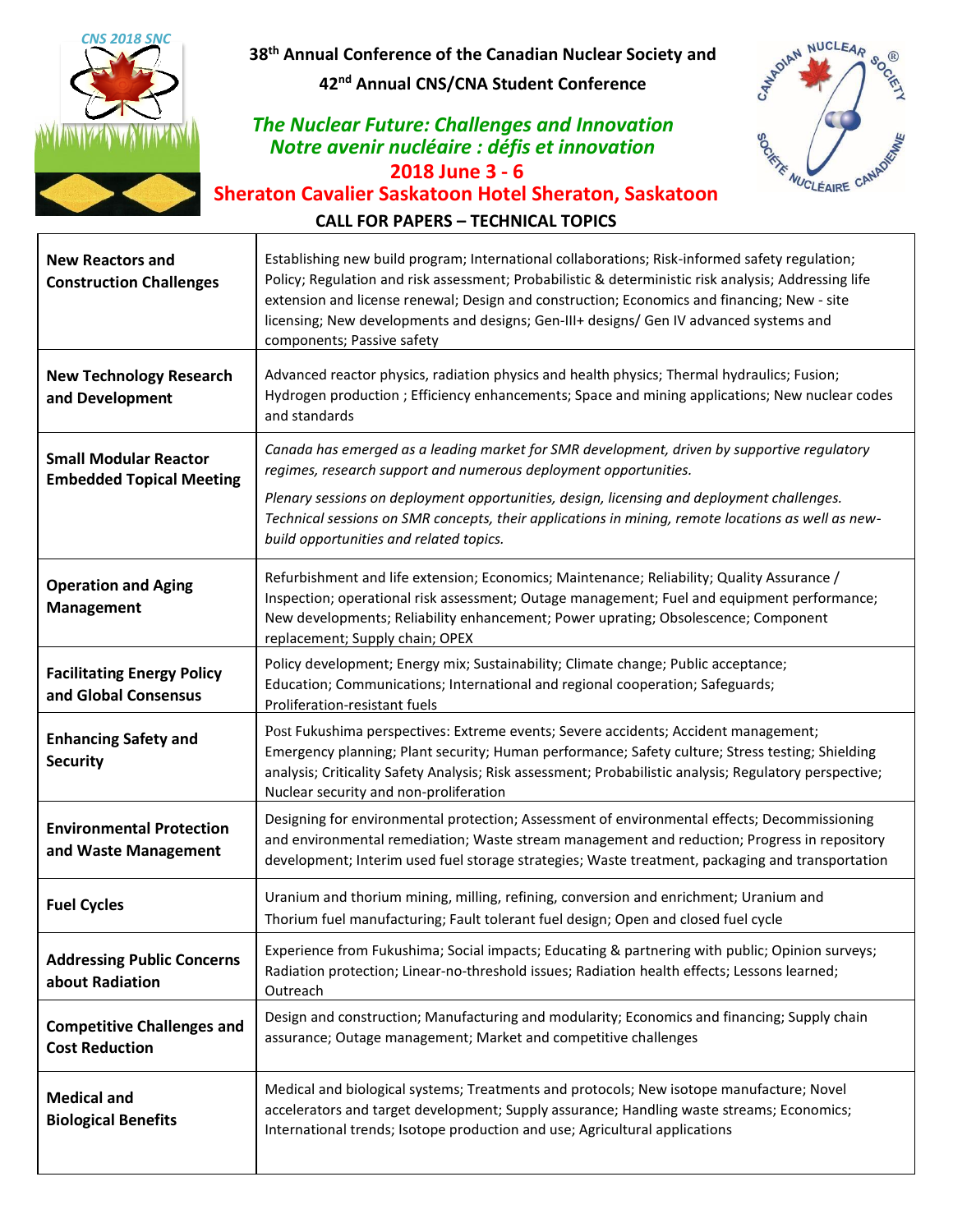CNS 2018 SNC

**38th Annual Conference of the Canadian Nuclear Society and**

**42nd Annual CNS/CNA Student Conference**

***The Nuclear Future: Challenges and Innovation***

***Notre avenir nucléaire : défis et innovation***

**2018 June 3 - 6**

**Sheraton Cavalier Saskatoon Hotel Sheraton, Saskatoon**

**CALL FOR PAPERS – TECHNICAL TOPICS**

| | |
|---|---|
| **New Reactors and Construction Challenges** | Establishing new build program; International collaborations; Risk-informed safety regulation; Policy; Regulation and risk assessment; Probabilistic & deterministic risk analysis; Addressing life extension and license renewal; Design and construction; Economics and financing; New - site licensing; New developments and designs; Gen-III+ designs/ Gen IV advanced systems and components; Passive safety |
| **New Technology Research and Development** | Advanced reactor physics, radiation physics and health physics; Thermal hydraulics; Fusion; Hydrogen production ; Efficiency enhancements; Space and mining applications; New nuclear codes and standards |
| **Small Modular Reactor Embedded Topical Meeting** | *Canada has emerged as a leading market for SMR development, driven by supportive regulatory regimes, research support and numerous deployment opportunities.* *Plenary sessions on deployment opportunities, design, licensing and deployment challenges. Technical sessions on SMR concepts, their applications in mining, remote locations as well as new-build opportunities and related topics.* |
| **Operation and Aging Management** | Refurbishment and life extension; Economics; Maintenance; Reliability; Quality Assurance / Inspection; operational risk assessment; Outage management; Fuel and equipment performance; New developments; Reliability enhancement; Power uprating; Obsolescence; Component replacement; Supply chain; OPEX |
| **Facilitating Energy Policy and Global Consensus** | Policy development; Energy mix; Sustainability; Climate change; Public acceptance; Education; Communications; International and regional cooperation; Safeguards; Proliferation-resistant fuels |
| **Enhancing Safety and Security** | Post Fukushima perspectives: Extreme events; Severe accidents; Accident management; Emergency planning; Plant security; Human performance; Safety culture; Stress testing; Shielding analysis; Criticality Safety Analysis; Risk assessment; Probabilistic analysis; Regulatory perspective; Nuclear security and non-proliferation |
| **Environmental Protection and Waste Management** | Designing for environmental protection; Assessment of environmental effects; Decommissioning and environmental remediation; Waste stream management and reduction; Progress in repository development; Interim used fuel storage strategies; Waste treatment, packaging and transportation |
| **Fuel Cycles** | Uranium and thorium mining, milling, refining, conversion and enrichment; Uranium and Thorium fuel manufacturing; Fault tolerant fuel design; Open and closed fuel cycle |
| **Addressing Public Concerns about Radiation** | Experience from Fukushima; Social impacts; Educating & partnering with public; Opinion surveys; Radiation protection; Linear-no-threshold issues; Radiation health effects; Lessons learned; Outreach |
| **Competitive Challenges and Cost Reduction** | Design and construction; Manufacturing and modularity; Economics and financing; Supply chain assurance; Outage management; Market and competitive challenges |
| **Medical and Biological Benefits** | Medical and biological systems; Treatments and protocols; New isotope manufacture; Novel accelerators and target development; Supply assurance; Handling waste streams; Economics; International trends; Isotope production and use; Agricultural applications |